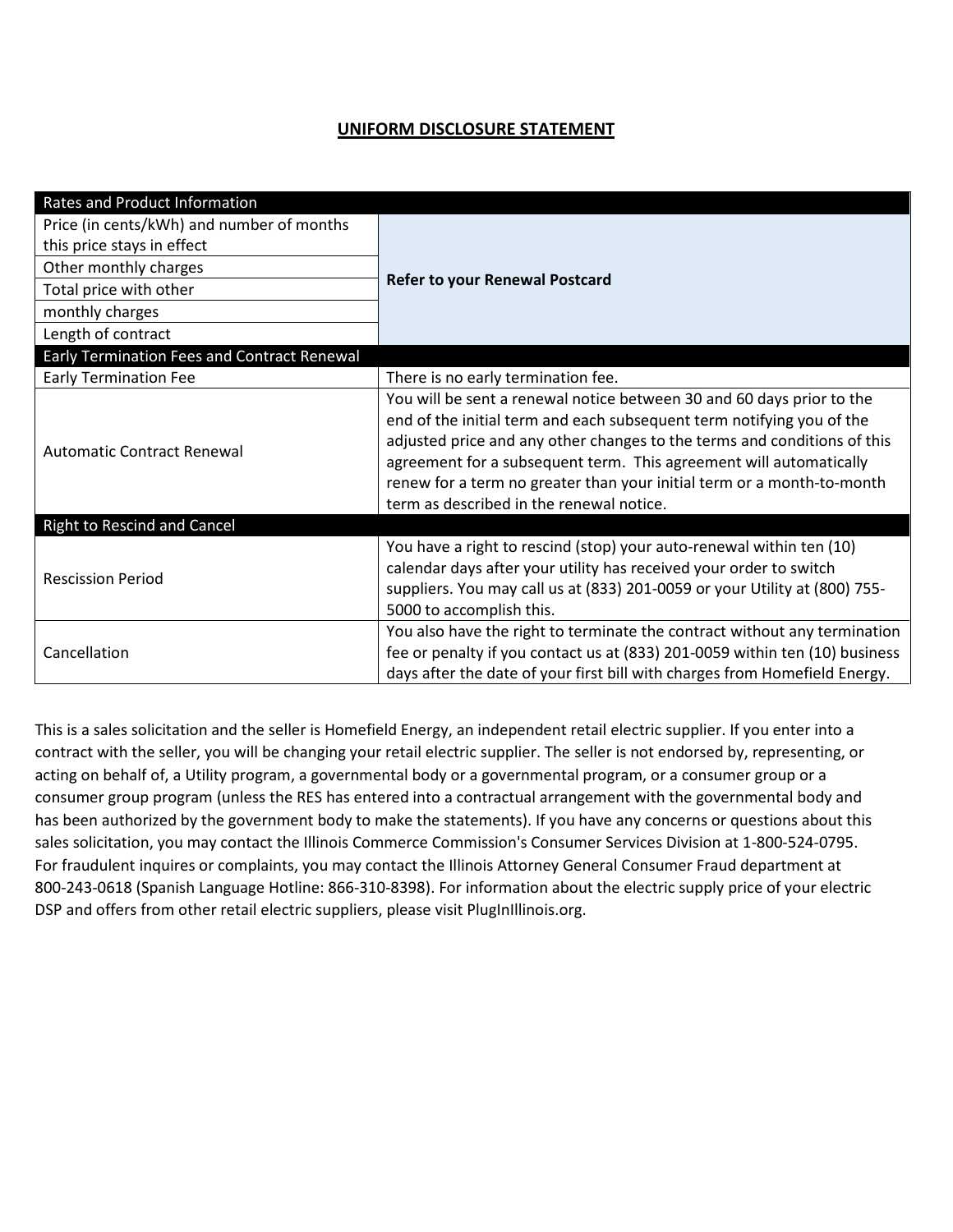## UNIFORM DISCLOSURE STATEMENT

| Rates and Product Information | |
|---|---|
| Price (in cents/kWh) and number of months this price stays in effect | **Refer to your Renewal Postcard** |
| Other monthly charges | |
| Total price with other monthly charges | |
| Length of contract | |
| **Early Termination Fees and Contract Renewal** | |
| Early Termination Fee | There is no early termination fee. |
| Automatic Contract Renewal | You will be sent a renewal notice between 30 and 60 days prior to the end of the initial term and each subsequent term notifying you of the adjusted price and any other changes to the terms and conditions of this agreement for a subsequent term. This agreement will automatically renew for a term no greater than your initial term or a month-to-month term as described in the renewal notice. |
| **Right to Rescind and Cancel** | |
| Rescission Period | You have a right to rescind (stop) your auto-renewal within ten (10) calendar days after your utility has received your order to switch suppliers. You may call us at (833) 201-0059 or your Utility at (800) 755-5000 to accomplish this. |
| Cancellation | You also have the right to terminate the contract without any termination fee or penalty if you contact us at (833) 201-0059 within ten (10) business days after the date of your first bill with charges from Homefield Energy. |

This is a sales solicitation and the seller is Homefield Energy, an independent retail electric supplier. If you enter into a contract with the seller, you will be changing your retail electric supplier. The seller is not endorsed by, representing, or acting on behalf of, a Utility program, a governmental body or a governmental program, or a consumer group or a consumer group program (unless the RES has entered into a contractual arrangement with the governmental body and has been authorized by the government body to make the statements). If you have any concerns or questions about this sales solicitation, you may contact the Illinois Commerce Commission's Consumer Services Division at 1-800-524-0795. For fraudulent inquires or complaints, you may contact the Illinois Attorney General Consumer Fraud department at 800-243-0618 (Spanish Language Hotline: 866-310-8398). For information about the electric supply price of your electric DSP and offers from other retail electric suppliers, please visit PlugInIllinois.org.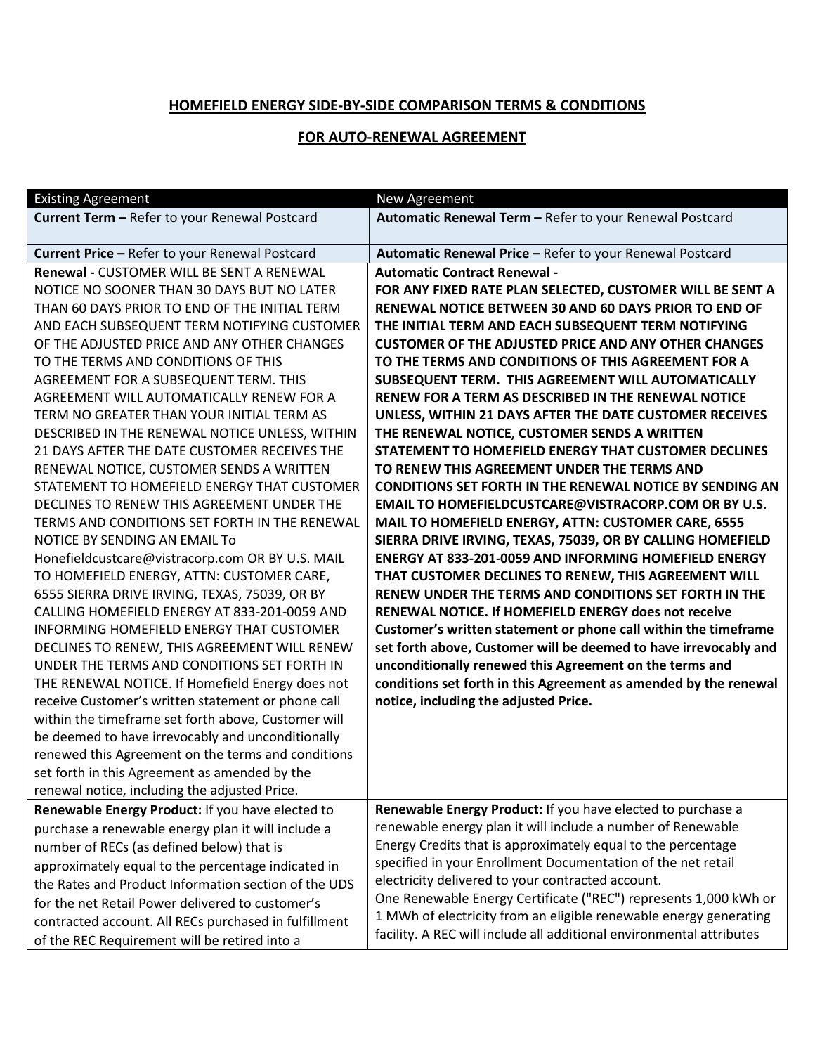**HOMEFIELD ENERGY SIDE-BY-SIDE COMPARISON TERMS & CONDITIONS**

**FOR AUTO-RENEWAL AGREEMENT**

| Existing Agreement | New Agreement |
|---|---|
| **Current Term –** Refer to your Renewal Postcard | **Automatic Renewal Term –** Refer to your Renewal Postcard |
| **Current Price –** Refer to your Renewal Postcard | **Automatic Renewal Price –** Refer to your Renewal Postcard |
| **Renewal -** CUSTOMER WILL BE SENT A RENEWAL NOTICE NO SOONER THAN 30 DAYS BUT NO LATER THAN 60 DAYS PRIOR TO END OF THE INITIAL TERM AND EACH SUBSEQUENT TERM NOTIFYING CUSTOMER OF THE ADJUSTED PRICE AND ANY OTHER CHANGES TO THE TERMS AND CONDITIONS OF THIS AGREEMENT FOR A SUBSEQUENT TERM. THIS AGREEMENT WILL AUTOMATICALLY RENEW FOR A TERM NO GREATER THAN YOUR INITIAL TERM AS DESCRIBED IN THE RENEWAL NOTICE UNLESS, WITHIN 21 DAYS AFTER THE DATE CUSTOMER RECEIVES THE RENEWAL NOTICE, CUSTOMER SENDS A WRITTEN STATEMENT TO HOMEFIELD ENERGY THAT CUSTOMER DECLINES TO RENEW THIS AGREEMENT UNDER THE TERMS AND CONDITIONS SET FORTH IN THE RENEWAL NOTICE BY SENDING AN EMAIL To Honefieldcustcare@vistracorp.com OR BY U.S. MAIL TO HOMEFIELD ENERGY, ATTN: CUSTOMER CARE, 6555 SIERRA DRIVE IRVING, TEXAS, 75039, OR BY CALLING HOMEFIELD ENERGY AT 833-201-0059 AND INFORMING HOMEFIELD ENERGY THAT CUSTOMER DECLINES TO RENEW, THIS AGREEMENT WILL RENEW UNDER THE TERMS AND CONDITIONS SET FORTH IN THE RENEWAL NOTICE. If Homefield Energy does not receive Customer's written statement or phone call within the timeframe set forth above, Customer will be deemed to have irrevocably and unconditionally renewed this Agreement on the terms and conditions set forth in this Agreement as amended by the renewal notice, including the adjusted Price. | **Automatic Contract Renewal - FOR ANY FIXED RATE PLAN SELECTED, CUSTOMER WILL BE SENT A RENEWAL NOTICE BETWEEN 30 AND 60 DAYS PRIOR TO END OF THE INITIAL TERM AND EACH SUBSEQUENT TERM NOTIFYING CUSTOMER OF THE ADJUSTED PRICE AND ANY OTHER CHANGES TO THE TERMS AND CONDITIONS OF THIS AGREEMENT FOR A SUBSEQUENT TERM. THIS AGREEMENT WILL AUTOMATICALLY RENEW FOR A TERM AS DESCRIBED IN THE RENEWAL NOTICE UNLESS, WITHIN 21 DAYS AFTER THE DATE CUSTOMER RECEIVES THE RENEWAL NOTICE, CUSTOMER SENDS A WRITTEN STATEMENT TO HOMEFIELD ENERGY THAT CUSTOMER DECLINES TO RENEW THIS AGREEMENT UNDER THE TERMS AND CONDITIONS SET FORTH IN THE RENEWAL NOTICE BY SENDING AN EMAIL TO HOMEFIELDCUSTCARE@VISTRACORP.COM OR BY U.S. MAIL TO HOMEFIELD ENERGY, ATTN: CUSTOMER CARE, 6555 SIERRA DRIVE IRVING, TEXAS, 75039, OR BY CALLING HOMEFIELD ENERGY AT 833-201-0059 AND INFORMING HOMEFIELD ENERGY THAT CUSTOMER DECLINES TO RENEW, THIS AGREEMENT WILL RENEW UNDER THE TERMS AND CONDITIONS SET FORTH IN THE RENEWAL NOTICE. If HOMEFIELD ENERGY does not receive Customer's written statement or phone call within the timeframe set forth above, Customer will be deemed to have irrevocably and unconditionally renewed this Agreement on the terms and conditions set forth in this Agreement as amended by the renewal notice, including the adjusted Price.** |
| **Renewable Energy Product:** If you have elected to purchase a renewable energy plan it will include a number of RECs (as defined below) that is approximately equal to the percentage indicated in the Rates and Product Information section of the UDS for the net Retail Power delivered to customer's contracted account. All RECs purchased in fulfillment of the REC Requirement will be retired into a | **Renewable Energy Product:** If you have elected to purchase a renewable energy plan it will include a number of Renewable Energy Credits that is approximately equal to the percentage specified in your Enrollment Documentation of the net retail electricity delivered to your contracted account. One Renewable Energy Certificate ("REC") represents 1,000 kWh or 1 MWh of electricity from an eligible renewable energy generating facility. A REC will include all additional environmental attributes |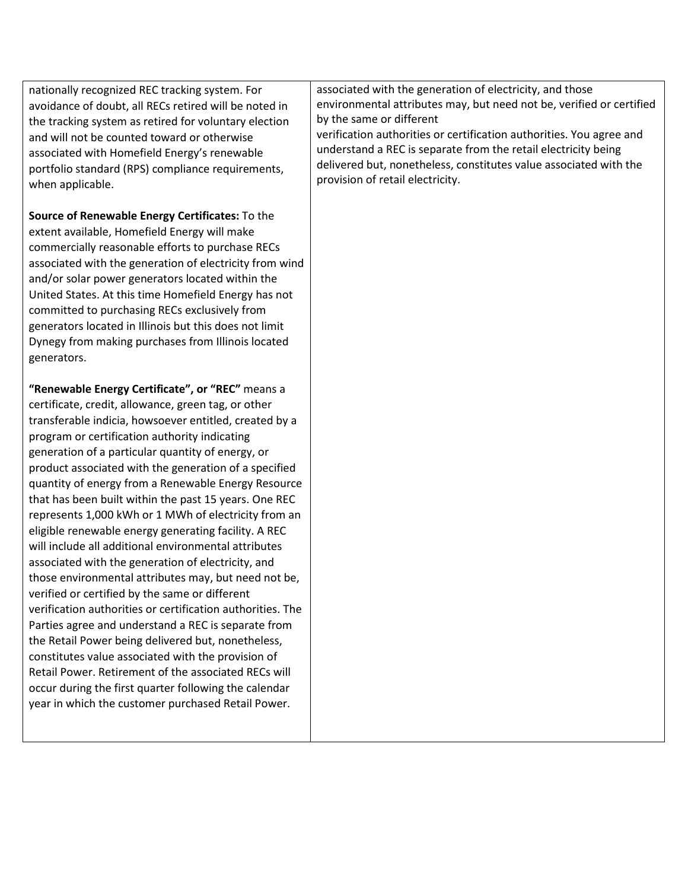| | |
|---|---|
| nationally recognized REC tracking system. For avoidance of doubt, all RECs retired will be noted in the tracking system as retired for voluntary election and will not be counted toward or otherwise associated with Homefield Energy's renewable portfolio standard (RPS) compliance requirements, when applicable.<br><br>**Source of Renewable Energy Certificates:** To the extent available, Homefield Energy will make commercially reasonable efforts to purchase RECs associated with the generation of electricity from wind and/or solar power generators located within the United States. At this time Homefield Energy has not committed to purchasing RECs exclusively from generators located in Illinois but this does not limit Dynegy from making purchases from Illinois located generators.<br><br>**"Renewable Energy Certificate", or "REC"** means a certificate, credit, allowance, green tag, or other transferable indicia, howsoever entitled, created by a program or certification authority indicating generation of a particular quantity of energy, or product associated with the generation of a specified quantity of energy from a Renewable Energy Resource that has been built within the past 15 years. One REC represents 1,000 kWh or 1 MWh of electricity from an eligible renewable energy generating facility. A REC will include all additional environmental attributes associated with the generation of electricity, and those environmental attributes may, but need not be, verified or certified by the same or different verification authorities or certification authorities. The Parties agree and understand a REC is separate from the Retail Power being delivered but, nonetheless, constitutes value associated with the provision of Retail Power. Retirement of the associated RECs will occur during the first quarter following the calendar year in which the customer purchased Retail Power. | associated with the generation of electricity, and those environmental attributes may, but need not be, verified or certified by the same or different verification authorities or certification authorities. You agree and understand a REC is separate from the retail electricity being delivered but, nonetheless, constitutes value associated with the provision of retail electricity. |